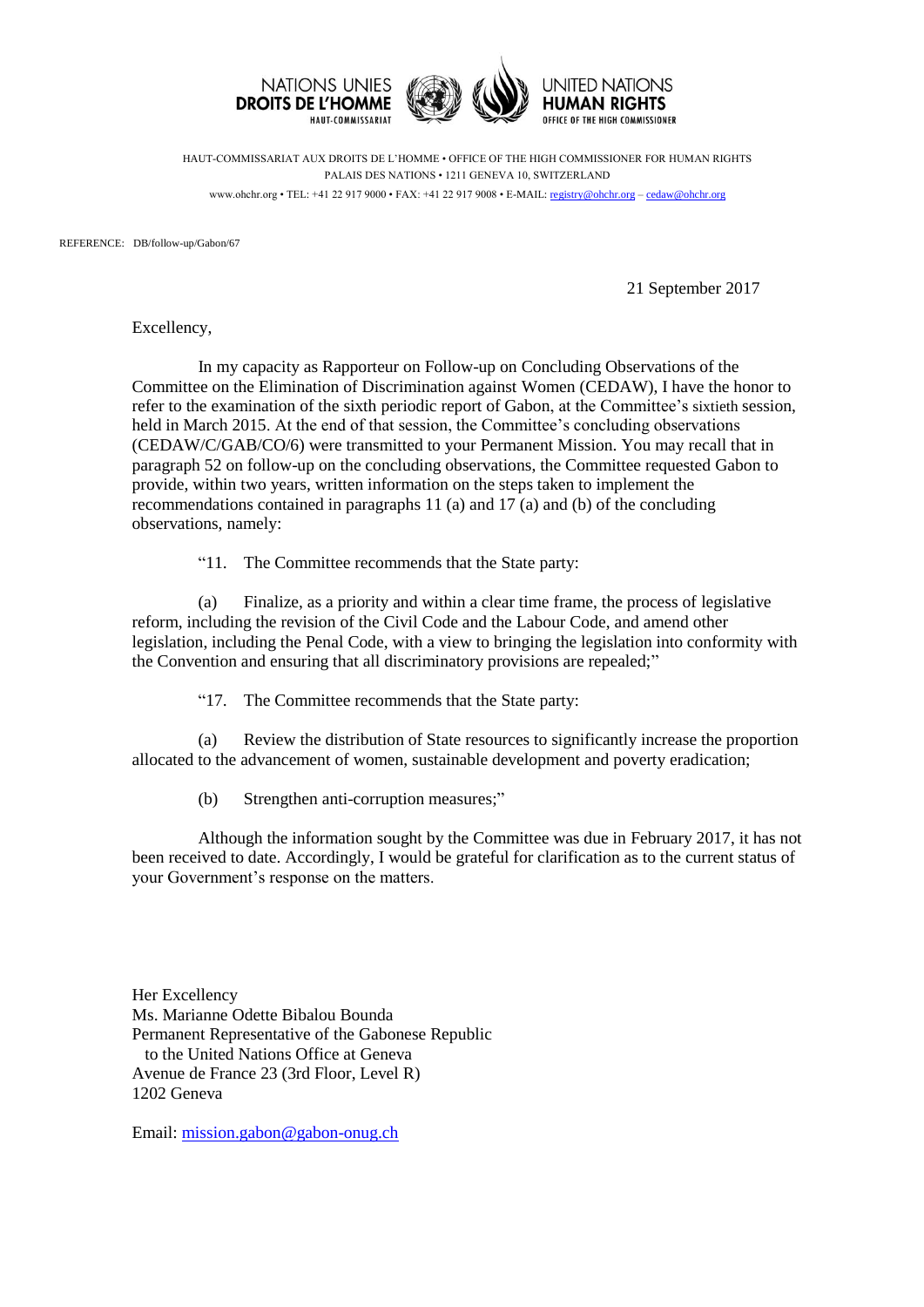NATIONS UNIES
**DROITS DE L'HOMME**
HAUT-COMMISSARIAT

UNITED NATIONS
**HUMAN RIGHTS**
OFFICE OF THE HIGH COMMISSIONER

HAUT-COMMISSARIAT AUX DROITS DE L'HOMME • OFFICE OF THE HIGH COMMISSIONER FOR HUMAN RIGHTS
PALAIS DES NATIONS • 1211 GENEVA 10, SWITZERLAND
www.ohchr.org • TEL: +41 22 917 9000 • FAX: +41 22 917 9008 • E-MAIL: registry@ohchr.org – cedaw@ohchr.org

REFERENCE: DB/follow-up/Gabon/67

21 September 2017

Excellency,

In my capacity as Rapporteur on Follow-up on Concluding Observations of the Committee on the Elimination of Discrimination against Women (CEDAW), I have the honor to refer to the examination of the sixth periodic report of Gabon, at the Committee's sixtieth session, held in March 2015. At the end of that session, the Committee's concluding observations (CEDAW/C/GAB/CO/6) were transmitted to your Permanent Mission. You may recall that in paragraph 52 on follow-up on the concluding observations, the Committee requested Gabon to provide, within two years, written information on the steps taken to implement the recommendations contained in paragraphs 11 (a) and 17 (a) and (b) of the concluding observations, namely:

"11. The Committee recommends that the State party:

(a) Finalize, as a priority and within a clear time frame, the process of legislative reform, including the revision of the Civil Code and the Labour Code, and amend other legislation, including the Penal Code, with a view to bringing the legislation into conformity with the Convention and ensuring that all discriminatory provisions are repealed;"

"17. The Committee recommends that the State party:

(a) Review the distribution of State resources to significantly increase the proportion allocated to the advancement of women, sustainable development and poverty eradication;

(b) Strengthen anti-corruption measures;"

Although the information sought by the Committee was due in February 2017, it has not been received to date. Accordingly, I would be grateful for clarification as to the current status of your Government's response on the matters.

Her Excellency
Ms. Marianne Odette Bibalou Bounda
Permanent Representative of the Gabonese Republic
to the United Nations Office at Geneva
Avenue de France 23 (3rd Floor, Level R)
1202 Geneva

Email: mission.gabon@gabon-onug.ch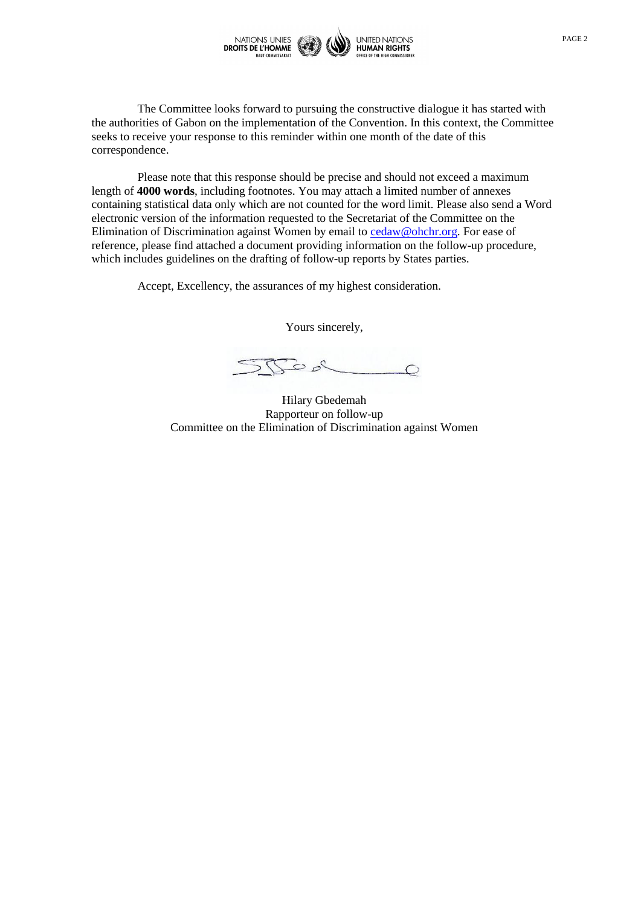The Committee looks forward to pursuing the constructive dialogue it has started with the authorities of Gabon on the implementation of the Convention. In this context, the Committee seeks to receive your response to this reminder within one month of the date of this correspondence.

Please note that this response should be precise and should not exceed a maximum length of **4000 words**, including footnotes. You may attach a limited number of annexes containing statistical data only which are not counted for the word limit. Please also send a Word electronic version of the information requested to the Secretariat of the Committee on the Elimination of Discrimination against Women by email to cedaw@ohchr.org. For ease of reference, please find attached a document providing information on the follow-up procedure, which includes guidelines on the drafting of follow-up reports by States parties.

Accept, Excellency, the assurances of my highest consideration.

Yours sincerely,

Hilary Gbedemah
Rapporteur on follow-up
Committee on the Elimination of Discrimination against Women